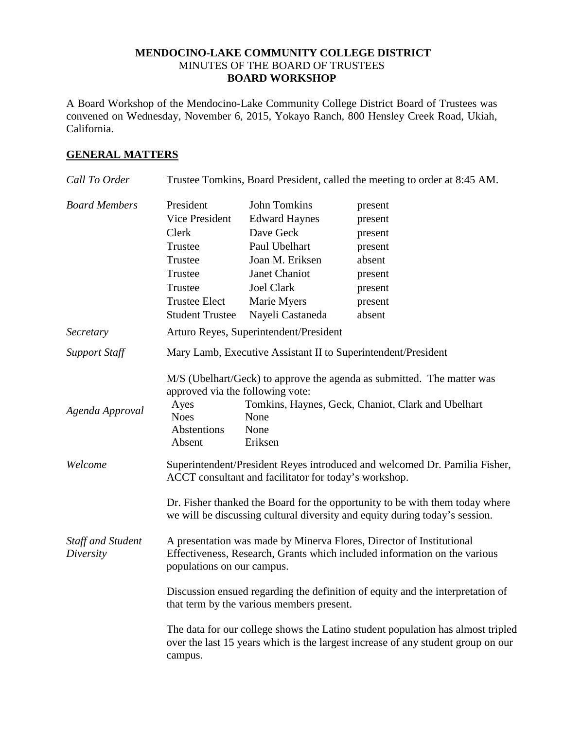**MENDOCINO-LAKE COMMUNITY COLLEGE DISTRICT**
MINUTES OF THE BOARD OF TRUSTEES
**BOARD WORKSHOP**

A Board Workshop of the Mendocino-Lake Community College District Board of Trustees was convened on Wednesday, November 6, 2015, Yokayo Ranch, 800 Hensley Creek Road, Ukiah, California.

## GENERAL MATTERS

*Call To Order* — Trustee Tomkins, Board President, called the meeting to order at 8:45 AM.

*Board Members*

| | | |
|---|---|---|
| President | John Tomkins | present |
| Vice President | Edward Haynes | present |
| Clerk | Dave Geck | present |
| Trustee | Paul Ubelhart | present |
| Trustee | Joan M. Eriksen | absent |
| Trustee | Janet Chaniot | present |
| Trustee | Joel Clark | present |
| Trustee Elect | Marie Myers | present |
| Student Trustee | Nayeli Castaneda | absent |

*Secretary* — Arturo Reyes, Superintendent/President

*Support Staff* — Mary Lamb, Executive Assistant II to Superintendent/President

*Agenda Approval*

M/S (Ubelhart/Geck) to approve the agenda as submitted. The matter was approved via the following vote:

| | |
|---|---|
| Ayes | Tomkins, Haynes, Geck, Chaniot, Clark and Ubelhart |
| Noes | None |
| Abstentions | None |
| Absent | Eriksen |

*Welcome*

Superintendent/President Reyes introduced and welcomed Dr. Pamilia Fisher, ACCT consultant and facilitator for today's workshop.

Dr. Fisher thanked the Board for the opportunity to be with them today where we will be discussing cultural diversity and equity during today's session.

*Staff and Student Diversity*

A presentation was made by Minerva Flores, Director of Institutional Effectiveness, Research, Grants which included information on the various populations on our campus.

Discussion ensued regarding the definition of equity and the interpretation of that term by the various members present.

The data for our college shows the Latino student population has almost tripled over the last 15 years which is the largest increase of any student group on our campus.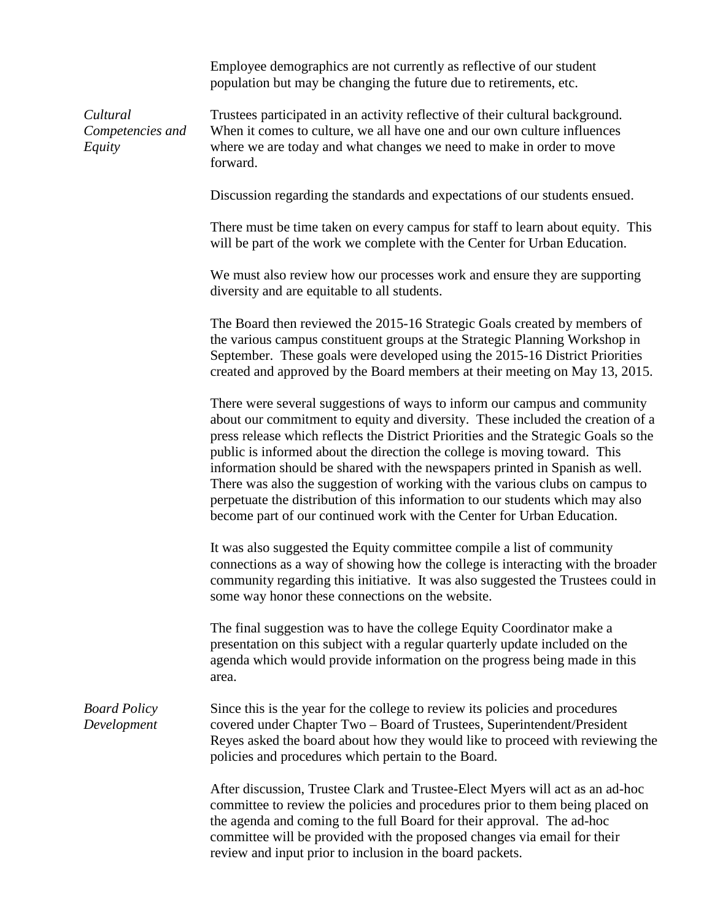Employee demographics are not currently as reflective of our student population but may be changing the future due to retirements, etc.

*Cultural Competencies and Equity*

Trustees participated in an activity reflective of their cultural background. When it comes to culture, we all have one and our own culture influences where we are today and what changes we need to make in order to move forward.

Discussion regarding the standards and expectations of our students ensued.

There must be time taken on every campus for staff to learn about equity. This will be part of the work we complete with the Center for Urban Education.

We must also review how our processes work and ensure they are supporting diversity and are equitable to all students.

The Board then reviewed the 2015-16 Strategic Goals created by members of the various campus constituent groups at the Strategic Planning Workshop in September. These goals were developed using the 2015-16 District Priorities created and approved by the Board members at their meeting on May 13, 2015.

There were several suggestions of ways to inform our campus and community about our commitment to equity and diversity. These included the creation of a press release which reflects the District Priorities and the Strategic Goals so the public is informed about the direction the college is moving toward. This information should be shared with the newspapers printed in Spanish as well. There was also the suggestion of working with the various clubs on campus to perpetuate the distribution of this information to our students which may also become part of our continued work with the Center for Urban Education.

It was also suggested the Equity committee compile a list of community connections as a way of showing how the college is interacting with the broader community regarding this initiative. It was also suggested the Trustees could in some way honor these connections on the website.

The final suggestion was to have the college Equity Coordinator make a presentation on this subject with a regular quarterly update included on the agenda which would provide information on the progress being made in this area.

*Board Policy Development*

Since this is the year for the college to review its policies and procedures covered under Chapter Two – Board of Trustees, Superintendent/President Reyes asked the board about how they would like to proceed with reviewing the policies and procedures which pertain to the Board.

After discussion, Trustee Clark and Trustee-Elect Myers will act as an ad-hoc committee to review the policies and procedures prior to them being placed on the agenda and coming to the full Board for their approval. The ad-hoc committee will be provided with the proposed changes via email for their review and input prior to inclusion in the board packets.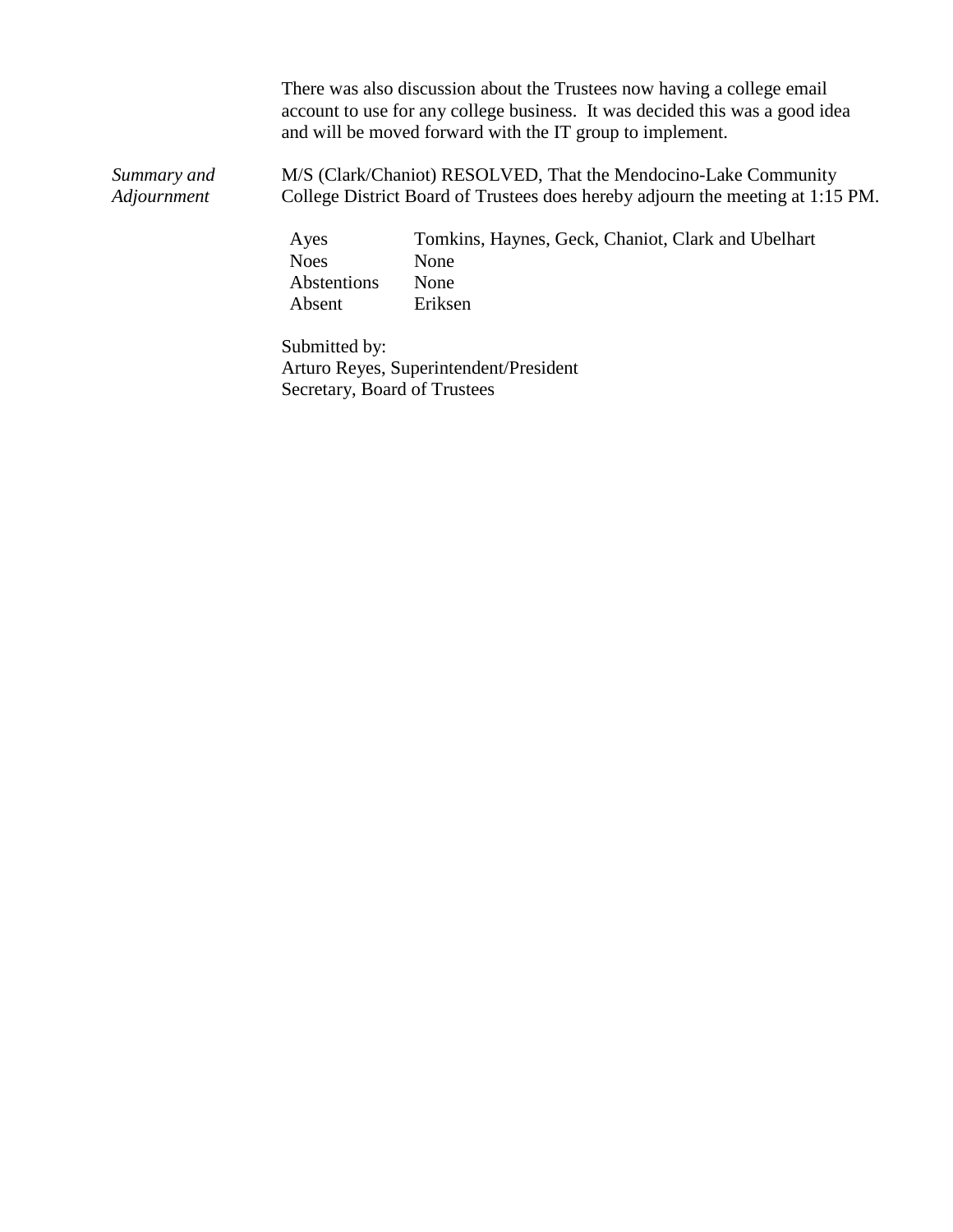There was also discussion about the Trustees now having a college email account to use for any college business. It was decided this was a good idea and will be moved forward with the IT group to implement.

*Summary and Adjournment*

M/S (Clark/Chaniot) RESOLVED, That the Mendocino-Lake Community College District Board of Trustees does hereby adjourn the meeting at 1:15 PM.

| | |
|---|---|
| Ayes | Tomkins, Haynes, Geck, Chaniot, Clark and Ubelhart |
| Noes | None |
| Abstentions | None |
| Absent | Eriksen |

Submitted by:
Arturo Reyes, Superintendent/President
Secretary, Board of Trustees